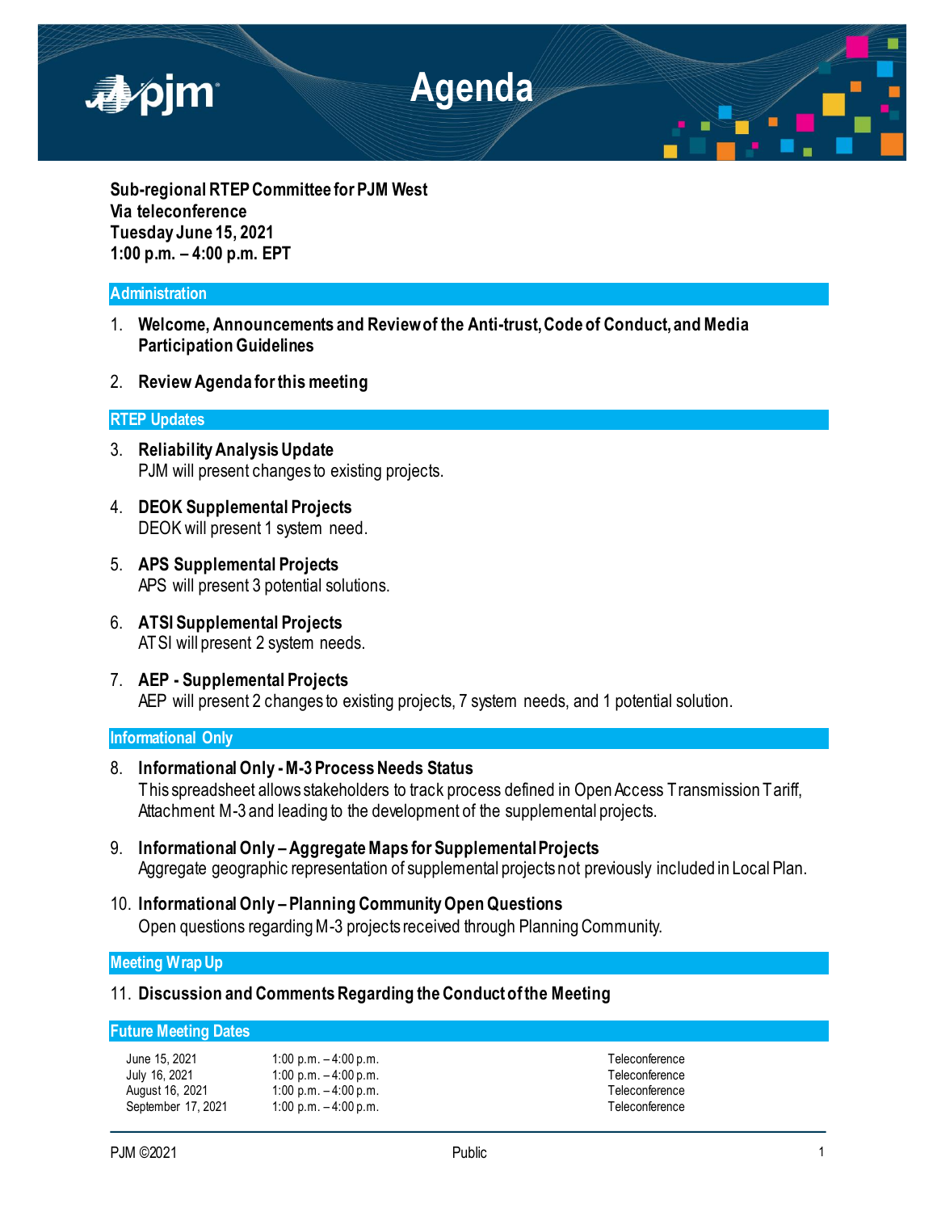# Agenda

**Sub-regional RTEP Committee for PJM West**
**Via teleconference**
**Tuesday June 15, 2021**
**1:00 p.m. – 4:00 p.m. EPT**

## Administration

1. **Welcome, Announcements and Review of the Anti-trust, Code of Conduct, and Media Participation Guidelines**

2. **Review Agenda for this meeting**

## RTEP Updates

3. **Reliability Analysis Update**
   PJM will present changes to existing projects.

4. **DEOK Supplemental Projects**
   DEOK will present 1 system need.

5. **APS Supplemental Projects**
   APS will present 3 potential solutions.

6. **ATSI Supplemental Projects**
   ATSI will present 2 system needs.

7. **AEP - Supplemental Projects**
   AEP will present 2 changes to existing projects, 7 system needs, and 1 potential solution.

## Informational Only

8. **Informational Only - M-3 Process Needs Status**
   This spreadsheet allows stakeholders to track process defined in Open Access Transmission Tariff, Attachment M-3 and leading to the development of the supplemental projects.

9. **Informational Only – Aggregate Maps for Supplemental Projects**
   Aggregate geographic representation of supplemental projects not previously included in Local Plan.

10. **Informational Only – Planning Community Open Questions**
    Open questions regarding M-3 projects received through Planning Community.

## Meeting Wrap Up

11. **Discussion and Comments Regarding the Conduct of the Meeting**

## Future Meeting Dates

| | | |
|---|---|---|
| June 15, 2021 | 1:00 p.m. – 4:00 p.m. | Teleconference |
| July 16, 2021 | 1:00 p.m. – 4:00 p.m. | Teleconference |
| August 16, 2021 | 1:00 p.m. – 4:00 p.m. | Teleconference |
| September 17, 2021 | 1:00 p.m. – 4:00 p.m. | Teleconference |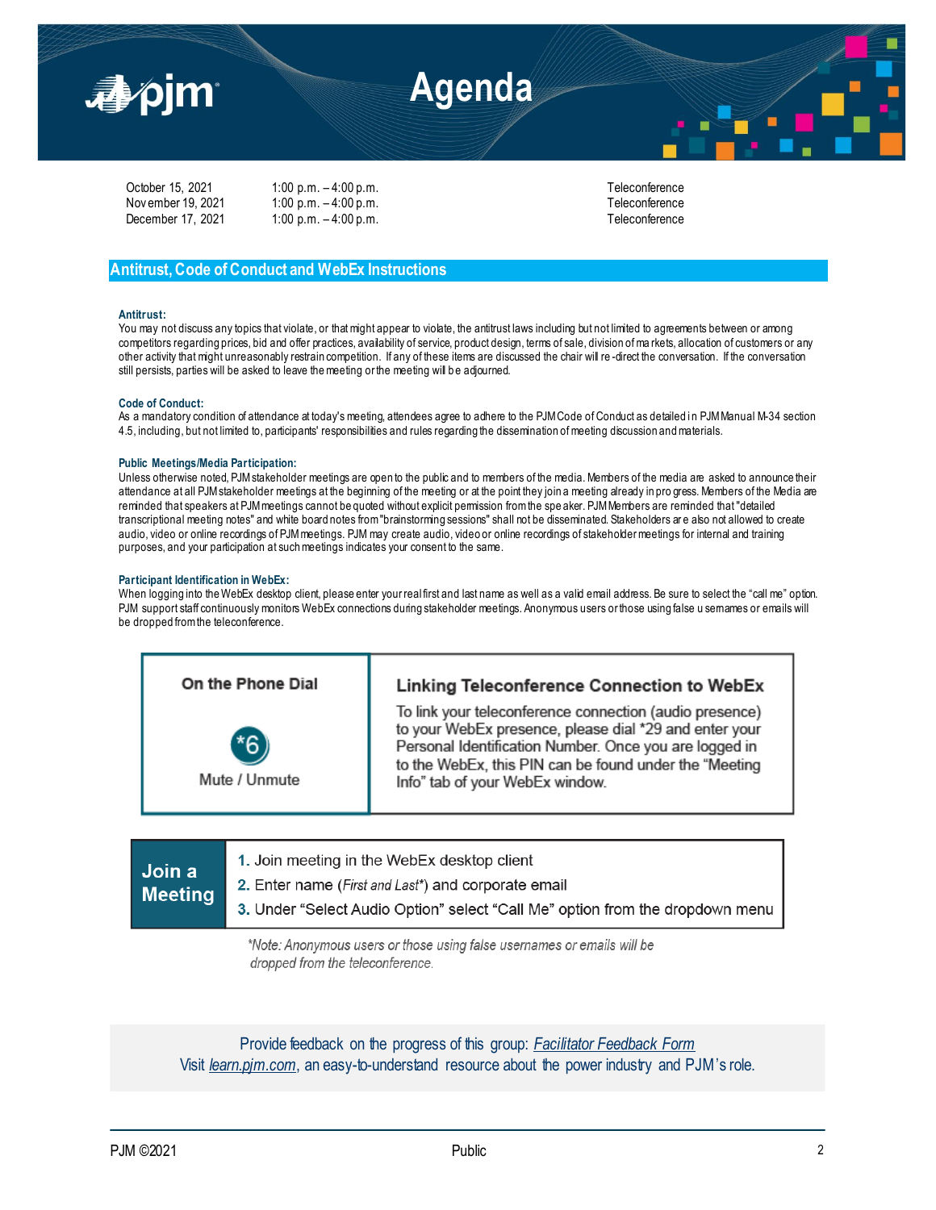# Agenda

| | | |
|---|---|---|
| October 15, 2021 | 1:00 p.m. – 4:00 p.m. | Teleconference |
| November 19, 2021 | 1:00 p.m. – 4:00 p.m. | Teleconference |
| December 17, 2021 | 1:00 p.m. – 4:00 p.m. | Teleconference |

## Antitrust, Code of Conduct and WebEx Instructions

**Antitrust:**
You may not discuss any topics that violate, or that might appear to violate, the antitrust laws including but not limited to agreements between or among competitors regarding prices, bid and offer practices, availability of service, product design, terms of sale, division of markets, allocation of customers or any other activity that might unreasonably restrain competition. If any of these items are discussed the chair will re-direct the conversation. If the conversation still persists, parties will be asked to leave the meeting or the meeting will be adjourned.

**Code of Conduct:**
As a mandatory condition of attendance at today's meeting, attendees agree to adhere to the PJM Code of Conduct as detailed in PJM Manual M-34 section 4.5, including, but not limited to, participants' responsibilities and rules regarding the dissemination of meeting discussion and materials.

**Public Meetings/Media Participation:**
Unless otherwise noted, PJM stakeholder meetings are open to the public and to members of the media. Members of the media are asked to announce their attendance at all PJM stakeholder meetings at the beginning of the meeting or at the point they join a meeting already in progress. Members of the Media are reminded that speakers at PJM meetings cannot be quoted without explicit permission from the speaker. PJM Members are reminded that "detailed transcriptional meeting notes" and white board notes from "brainstorming sessions" shall not be disseminated. Stakeholders are also not allowed to create audio, video or online recordings of PJM meetings. PJM may create audio, video or online recordings of stakeholder meetings for internal and training purposes, and your participation at such meetings indicates your consent to the same.

**Participant Identification in WebEx:**
When logging into the WebEx desktop client, please enter your real first and last name as well as a valid email address. Be sure to select the "call me" option. PJM support staff continuously monitors WebEx connections during stakeholder meetings. Anonymous users or those using false usernames or emails will be dropped from the teleconference.

| On the Phone Dial | Linking Teleconference Connection to WebEx |
|---|---|
| *6 Mute / Unmute | To link your teleconference connection (audio presence) to your WebEx presence, please dial *29 and enter your Personal Identification Number. Once you are logged in to the WebEx, this PIN can be found under the "Meeting Info" tab of your WebEx window. |

**Join a Meeting**

1. Join meeting in the WebEx desktop client
2. Enter name (*First and Last**) and corporate email
3. Under "Select Audio Option" select "Call Me" option from the dropdown menu

*\*Note: Anonymous users or those using false usernames or emails will be dropped from the teleconference.*

Provide feedback on the progress of this group: *Facilitator Feedback Form*
Visit *learn.pjm.com*, an easy-to-understand resource about the power industry and PJM's role.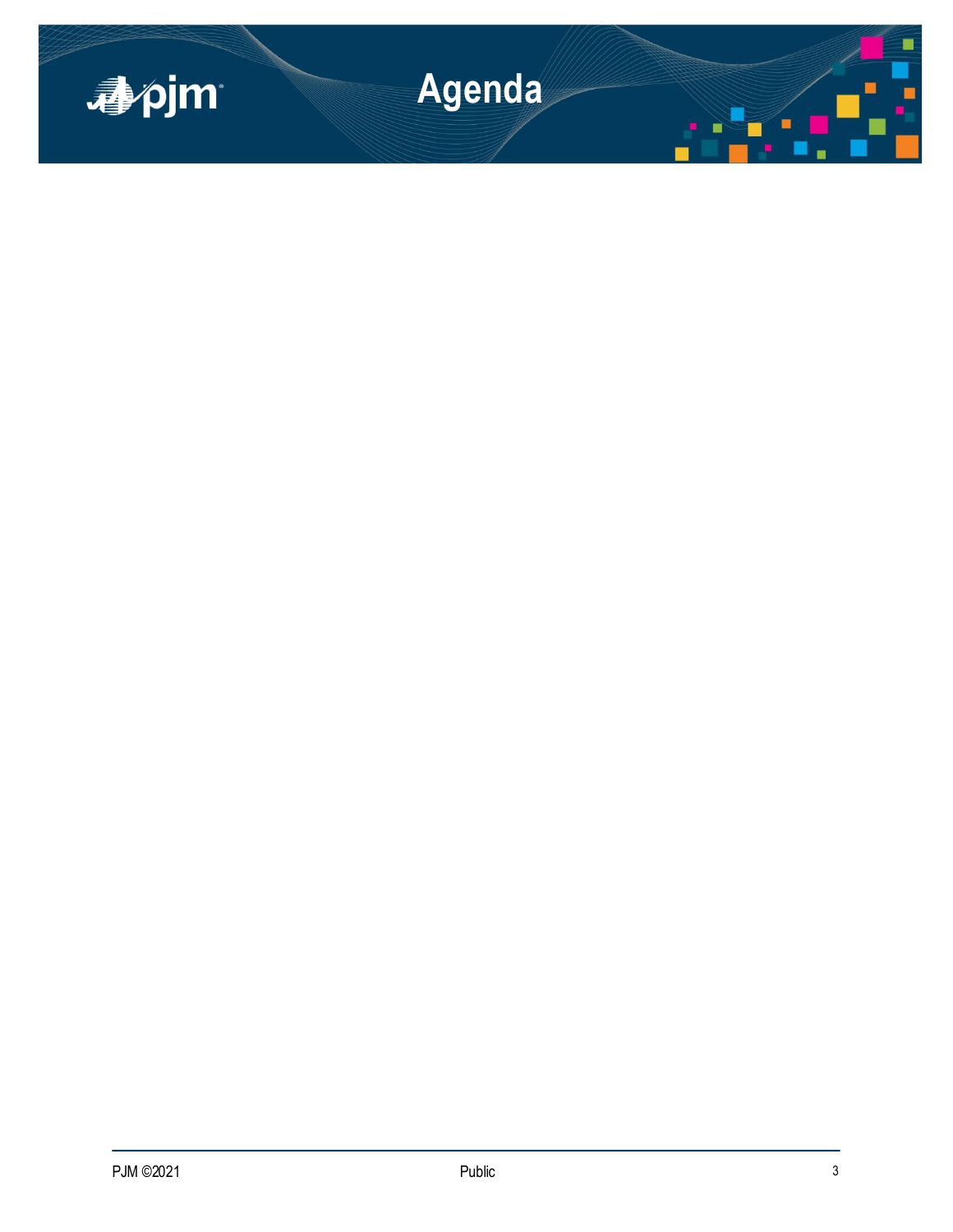# Agenda